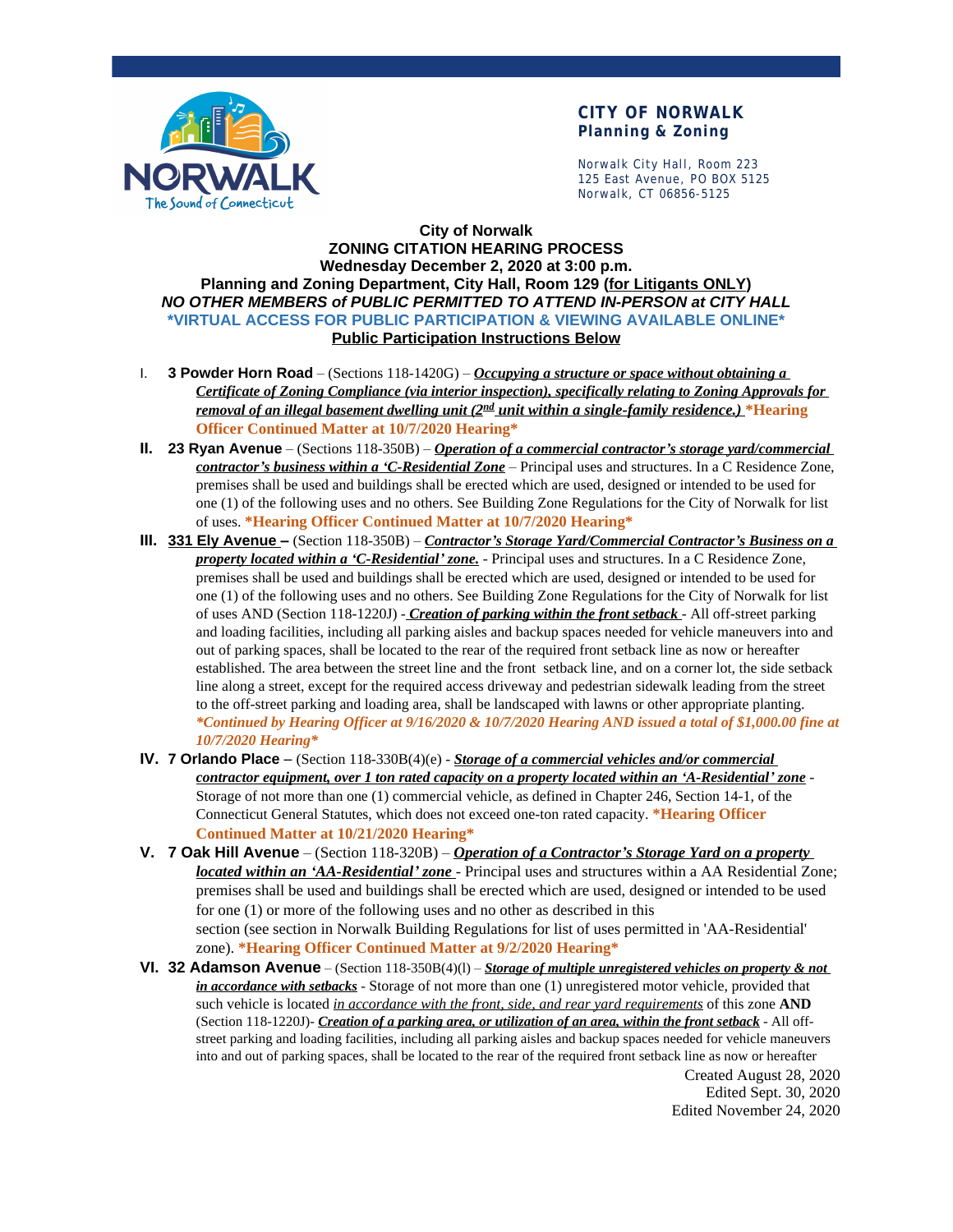**CITY OF NORWALK**
**Planning & Zoning**

Norwalk City Hall, Room 223
125 East Avenue, PO BOX 5125
Norwalk, CT 06856-5125

**City of Norwalk**
**ZONING CITATION HEARING PROCESS**
**Wednesday December 2, 2020 at 3:00 p.m.**
**Planning and Zoning Department, City Hall, Room 129 (for Litigants ONLY)**
***NO OTHER MEMBERS of PUBLIC PERMITTED TO ATTEND IN-PERSON at CITY HALL***
**\*VIRTUAL ACCESS FOR PUBLIC PARTICIPATION & VIEWING AVAILABLE ONLINE\***
**Public Participation Instructions Below**

I. **3 Powder Horn Road** – (Sections 118-1420G) – ***Occupying a structure or space without obtaining a Certificate of Zoning Compliance (via interior inspection), specifically relating to Zoning Approvals for removal of an illegal basement dwelling unit (2nd unit within a single-family residence.)*** **\*Hearing Officer Continued Matter at 10/7/2020 Hearing\***

II. **23 Ryan Avenue** – (Sections 118-350B) – ***Operation of a commercial contractor's storage yard/commercial contractor's business within a 'C-Residential Zone*** – Principal uses and structures. In a C Residence Zone, premises shall be used and buildings shall be erected which are used, designed or intended to be used for one (1) of the following uses and no others. See Building Zone Regulations for the City of Norwalk for list of uses. **\*Hearing Officer Continued Matter at 10/7/2020 Hearing\***

III. **331 Ely Avenue –** (Section 118-350B) – ***Contractor's Storage Yard/Commercial Contractor's Business on a property located within a 'C-Residential' zone.*** - Principal uses and structures. In a C Residence Zone, premises shall be used and buildings shall be erected which are used, designed or intended to be used for one (1) of the following uses and no others. See Building Zone Regulations for the City of Norwalk for list of uses AND (Section 118-1220J) - ***Creation of parking within the front setback*** - All off-street parking and loading facilities, including all parking aisles and backup spaces needed for vehicle maneuvers into and out of parking spaces, shall be located to the rear of the required front setback line as now or hereafter established. The area between the street line and the front setback line, and on a corner lot, the side setback line along a street, except for the required access driveway and pedestrian sidewalk leading from the street to the off-street parking and loading area, shall be landscaped with lawns or other appropriate planting. ***\*Continued by Hearing Officer at 9/16/2020 & 10/7/2020 Hearing AND issued a total of $1,000.00 fine at 10/7/2020 Hearing\****

IV. **7 Orlando Place –** (Section 118-330B(4)(e) - ***Storage of a commercial vehicles and/or commercial contractor equipment, over 1 ton rated capacity on a property located within an 'A-Residential' zone*** - Storage of not more than one (1) commercial vehicle, as defined in Chapter 246, Section 14-1, of the Connecticut General Statutes, which does not exceed one-ton rated capacity. **\*Hearing Officer Continued Matter at 10/21/2020 Hearing\***

V. **7 Oak Hill Avenue** – (Section 118-320B) – ***Operation of a Contractor's Storage Yard on a property located within an 'AA-Residential' zone*** - Principal uses and structures within a AA Residential Zone; premises shall be used and buildings shall be erected which are used, designed or intended to be used for one (1) or more of the following uses and no other as described in this section (see section in Norwalk Building Regulations for list of uses permitted in 'AA-Residential' zone). **\*Hearing Officer Continued Matter at 9/2/2020 Hearing\***

VI. **32 Adamson Avenue** – (Section 118-350B(4)(l) – ***Storage of multiple unregistered vehicles on property & not in accordance with setbacks*** - Storage of not more than one (1) unregistered motor vehicle, provided that such vehicle is located *in accordance with the front, side, and rear yard requirements* of this zone **AND** (Section 118-1220J)- ***Creation of a parking area, or utilization of an area, within the front setback*** - All off-street parking and loading facilities, including all parking aisles and backup spaces needed for vehicle maneuvers into and out of parking spaces, shall be located to the rear of the required front setback line as now or hereafter

Created August 28, 2020
Edited Sept. 30, 2020
Edited November 24, 2020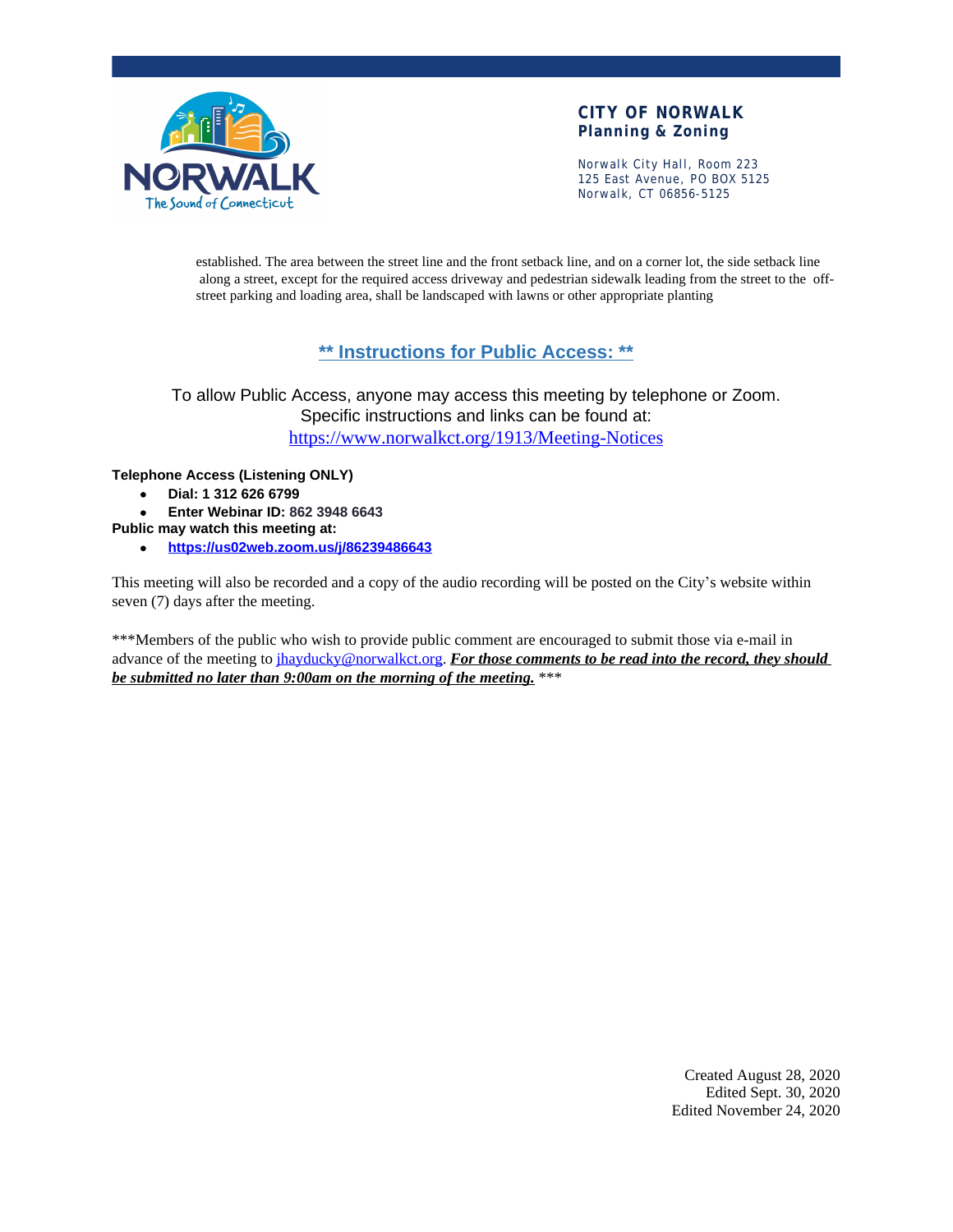**CITY OF NORWALK**
**Planning & Zoning**

Norwalk City Hall, Room 223
125 East Avenue, PO BOX 5125
Norwalk, CT 06856-5125

established. The area between the street line and the front setback line, and on a corner lot, the side setback line along a street, except for the required access driveway and pedestrian sidewalk leading from the street to the off-street parking and loading area, shall be landscaped with lawns or other appropriate planting

## ** Instructions for Public Access: **

To allow Public Access, anyone may access this meeting by telephone or Zoom.
Specific instructions and links can be found at:
https://www.norwalkct.org/1913/Meeting-Notices

**Telephone Access (Listening ONLY)**

- **Dial: 1 312 626 6799**
- **Enter Webinar ID: 862 3948 6643**

**Public may watch this meeting at:**

- **https://us02web.zoom.us/j/86239486643**

This meeting will also be recorded and a copy of the audio recording will be posted on the City's website within seven (7) days after the meeting.

***Members of the public who wish to provide public comment are encouraged to submit those via e-mail in advance of the meeting to jhayducky@norwalkct.org. ***For those comments to be read into the record, they should be submitted no later than 9:00am on the morning of the meeting.*** ***

Created August 28, 2020
Edited Sept. 30, 2020
Edited November 24, 2020